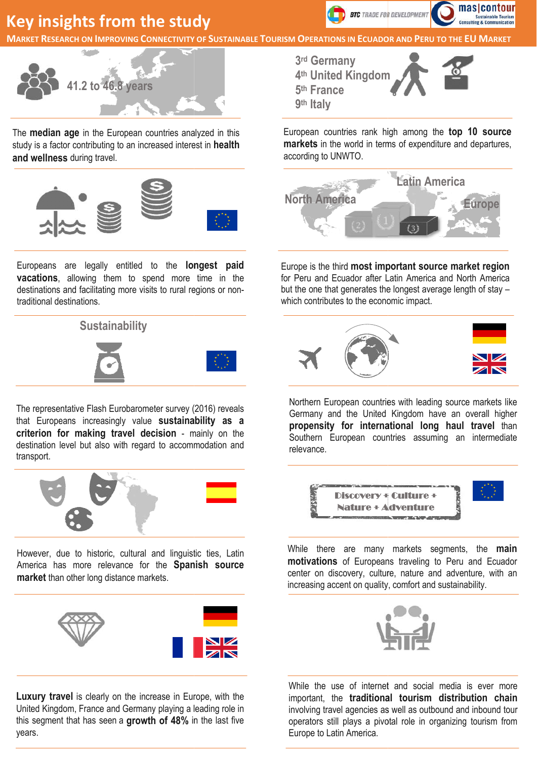# Key insights from the study

**Market Research on Improving Connectivity of Sustainable Tourism Operations in Ecuador and Peru to the EU Market**

41.2 to 46.8 years

The **median age** in the European countries analyzed in this study is a factor contributing to an increased interest in **health and wellness** during travel.

3rd Germany
4th United Kingdom
5th France
9th Italy

European countries rank high among the **top 10 source markets** in the world in terms of expenditure and departures, according to UNWTO.

Europeans are legally entitled to the **longest paid vacations**, allowing them to spend more time in the destinations and facilitating more visits to rural regions or non-traditional destinations.

Latin America
North America
Europe

Europe is the third **most important source market region** for Peru and Ecuador after Latin America and North America but the one that generates the longest average length of stay – which contributes to the economic impact.

## Sustainability

The representative Flash Eurobarometer survey (2016) reveals that Europeans increasingly value **sustainability as a criterion for making travel decision** - mainly on the destination level but also with regard to accommodation and transport.

Northern European countries with leading source markets like Germany and the United Kingdom have an overall higher **propensity for international long haul travel** than Southern European countries assuming an intermediate relevance.

However, due to historic, cultural and linguistic ties, Latin America has more relevance for the **Spanish source market** than other long distance markets.

Discovery + Culture + Nature + Adventure

While there are many markets segments, the **main motivations** of Europeans traveling to Peru and Ecuador center on discovery, culture, nature and adventure, with an increasing accent on quality, comfort and sustainability.

**Luxury travel** is clearly on the increase in Europe, with the United Kingdom, France and Germany playing a leading role in this segment that has seen a **growth of 48%** in the last five years.

While the use of internet and social media is ever more important, the **traditional tourism distribution chain** involving travel agencies as well as outbound and inbound tour operators still plays a pivotal role in organizing tourism from Europe to Latin America.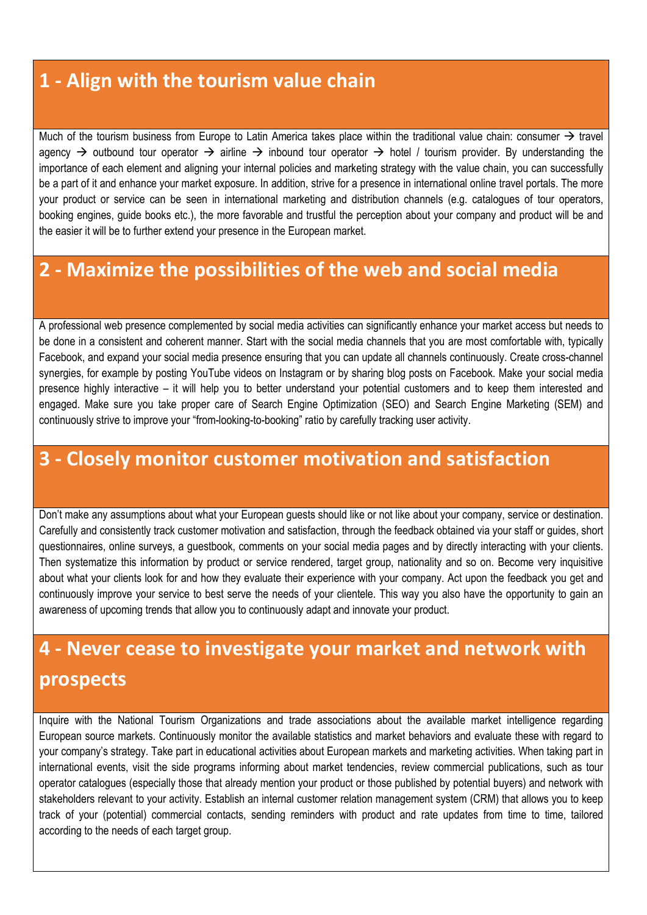## 1 - Align with the tourism value chain

Much of the tourism business from Europe to Latin America takes place within the traditional value chain: consumer → travel agency → outbound tour operator → airline → inbound tour operator → hotel / tourism provider. By understanding the importance of each element and aligning your internal policies and marketing strategy with the value chain, you can successfully be a part of it and enhance your market exposure. In addition, strive for a presence in international online travel portals. The more your product or service can be seen in international marketing and distribution channels (e.g. catalogues of tour operators, booking engines, guide books etc.), the more favorable and trustful the perception about your company and product will be and the easier it will be to further extend your presence in the European market.

## 2 - Maximize the possibilities of the web and social media

A professional web presence complemented by social media activities can significantly enhance your market access but needs to be done in a consistent and coherent manner. Start with the social media channels that you are most comfortable with, typically Facebook, and expand your social media presence ensuring that you can update all channels continuously. Create cross-channel synergies, for example by posting YouTube videos on Instagram or by sharing blog posts on Facebook. Make your social media presence highly interactive – it will help you to better understand your potential customers and to keep them interested and engaged. Make sure you take proper care of Search Engine Optimization (SEO) and Search Engine Marketing (SEM) and continuously strive to improve your "from-looking-to-booking" ratio by carefully tracking user activity.

## 3 - Closely monitor customer motivation and satisfaction

Don't make any assumptions about what your European guests should like or not like about your company, service or destination. Carefully and consistently track customer motivation and satisfaction, through the feedback obtained via your staff or guides, short questionnaires, online surveys, a guestbook, comments on your social media pages and by directly interacting with your clients. Then systematize this information by product or service rendered, target group, nationality and so on. Become very inquisitive about what your clients look for and how they evaluate their experience with your company. Act upon the feedback you get and continuously improve your service to best serve the needs of your clientele. This way you also have the opportunity to gain an awareness of upcoming trends that allow you to continuously adapt and innovate your product.

## 4 - Never cease to investigate your market and network with prospects

Inquire with the National Tourism Organizations and trade associations about the available market intelligence regarding European source markets. Continuously monitor the available statistics and market behaviors and evaluate these with regard to your company's strategy. Take part in educational activities about European markets and marketing activities. When taking part in international events, visit the side programs informing about market tendencies, review commercial publications, such as tour operator catalogues (especially those that already mention your product or those published by potential buyers) and network with stakeholders relevant to your activity. Establish an internal customer relation management system (CRM) that allows you to keep track of your (potential) commercial contacts, sending reminders with product and rate updates from time to time, tailored according to the needs of each target group.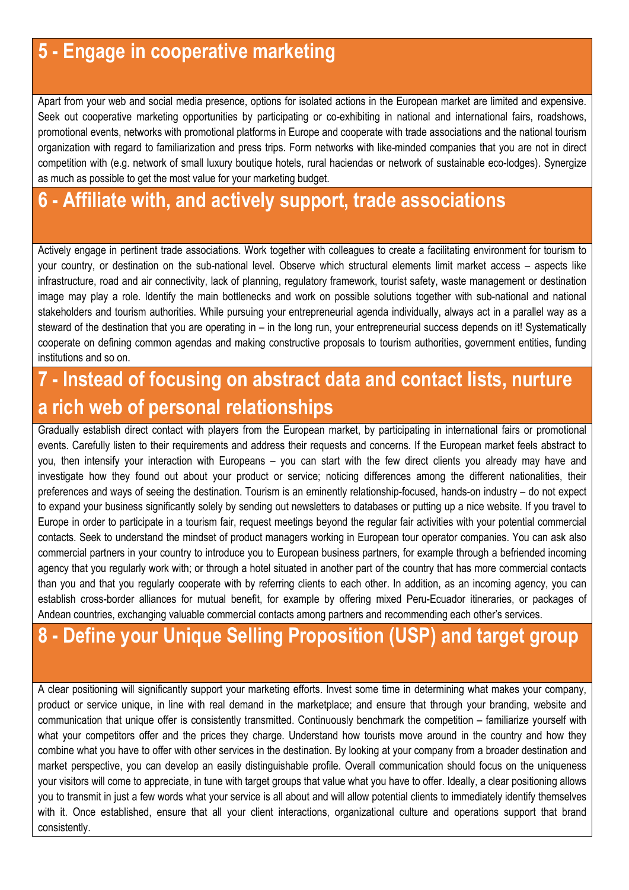## 5 - Engage in cooperative marketing

Apart from your web and social media presence, options for isolated actions in the European market are limited and expensive. Seek out cooperative marketing opportunities by participating or co-exhibiting in national and international fairs, roadshows, promotional events, networks with promotional platforms in Europe and cooperate with trade associations and the national tourism organization with regard to familiarization and press trips. Form networks with like-minded companies that you are not in direct competition with (e.g. network of small luxury boutique hotels, rural haciendas or network of sustainable eco-lodges). Synergize as much as possible to get the most value for your marketing budget.

## 6 - Affiliate with, and actively support, trade associations

Actively engage in pertinent trade associations. Work together with colleagues to create a facilitating environment for tourism to your country, or destination on the sub-national level. Observe which structural elements limit market access – aspects like infrastructure, road and air connectivity, lack of planning, regulatory framework, tourist safety, waste management or destination image may play a role. Identify the main bottlenecks and work on possible solutions together with sub-national and national stakeholders and tourism authorities. While pursuing your entrepreneurial agenda individually, always act in a parallel way as a steward of the destination that you are operating in – in the long run, your entrepreneurial success depends on it! Systematically cooperate on defining common agendas and making constructive proposals to tourism authorities, government entities, funding institutions and so on.

## 7 - Instead of focusing on abstract data and contact lists, nurture a rich web of personal relationships

Gradually establish direct contact with players from the European market, by participating in international fairs or promotional events. Carefully listen to their requirements and address their requests and concerns. If the European market feels abstract to you, then intensify your interaction with Europeans – you can start with the few direct clients you already may have and investigate how they found out about your product or service; noticing differences among the different nationalities, their preferences and ways of seeing the destination. Tourism is an eminently relationship-focused, hands-on industry – do not expect to expand your business significantly solely by sending out newsletters to databases or putting up a nice website. If you travel to Europe in order to participate in a tourism fair, request meetings beyond the regular fair activities with your potential commercial contacts. Seek to understand the mindset of product managers working in European tour operator companies. You can ask also commercial partners in your country to introduce you to European business partners, for example through a befriended incoming agency that you regularly work with; or through a hotel situated in another part of the country that has more commercial contacts than you and that you regularly cooperate with by referring clients to each other. In addition, as an incoming agency, you can establish cross-border alliances for mutual benefit, for example by offering mixed Peru-Ecuador itineraries, or packages of Andean countries, exchanging valuable commercial contacts among partners and recommending each other's services.

## 8 - Define your Unique Selling Proposition (USP) and target group

A clear positioning will significantly support your marketing efforts. Invest some time in determining what makes your company, product or service unique, in line with real demand in the marketplace; and ensure that through your branding, website and communication that unique offer is consistently transmitted. Continuously benchmark the competition – familiarize yourself with what your competitors offer and the prices they charge. Understand how tourists move around in the country and how they combine what you have to offer with other services in the destination. By looking at your company from a broader destination and market perspective, you can develop an easily distinguishable profile. Overall communication should focus on the uniqueness your visitors will come to appreciate, in tune with target groups that value what you have to offer. Ideally, a clear positioning allows you to transmit in just a few words what your service is all about and will allow potential clients to immediately identify themselves with it. Once established, ensure that all your client interactions, organizational culture and operations support that brand consistently.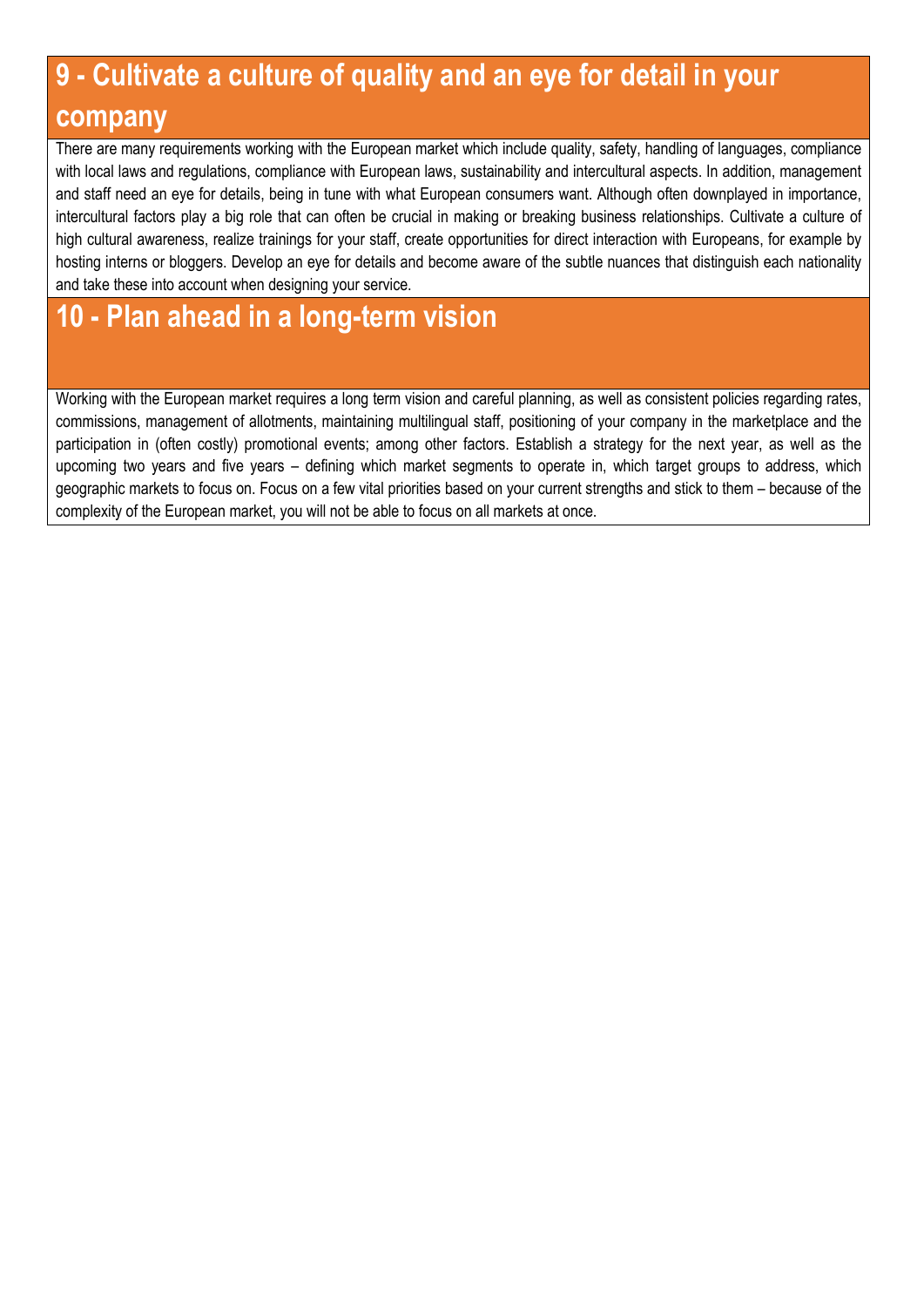## 9 - Cultivate a culture of quality and an eye for detail in your company

There are many requirements working with the European market which include quality, safety, handling of languages, compliance with local laws and regulations, compliance with European laws, sustainability and intercultural aspects. In addition, management and staff need an eye for details, being in tune with what European consumers want. Although often downplayed in importance, intercultural factors play a big role that can often be crucial in making or breaking business relationships. Cultivate a culture of high cultural awareness, realize trainings for your staff, create opportunities for direct interaction with Europeans, for example by hosting interns or bloggers. Develop an eye for details and become aware of the subtle nuances that distinguish each nationality and take these into account when designing your service.

## 10 - Plan ahead in a long-term vision

Working with the European market requires a long term vision and careful planning, as well as consistent policies regarding rates, commissions, management of allotments, maintaining multilingual staff, positioning of your company in the marketplace and the participation in (often costly) promotional events; among other factors. Establish a strategy for the next year, as well as the upcoming two years and five years – defining which market segments to operate in, which target groups to address, which geographic markets to focus on. Focus on a few vital priorities based on your current strengths and stick to them – because of the complexity of the European market, you will not be able to focus on all markets at once.